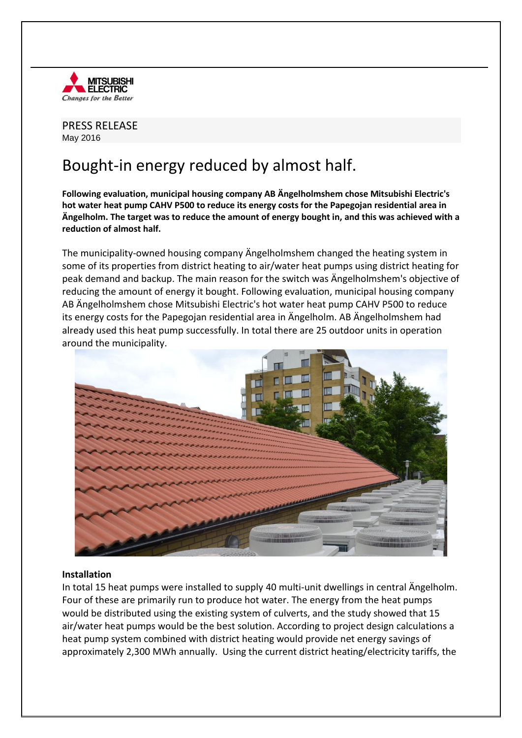PRESS RELEASE
May 2016

# Bought-in energy reduced by almost half.

**Following evaluation, municipal housing company AB Ängelholmshem chose Mitsubishi Electric's hot water heat pump CAHV P500 to reduce its energy costs for the Papegojan residential area in Ängelholm. The target was to reduce the amount of energy bought in, and this was achieved with a reduction of almost half.**

The municipality-owned housing company Ängelholmshem changed the heating system in some of its properties from district heating to air/water heat pumps using district heating for peak demand and backup. The main reason for the switch was Ängelholmshem's objective of reducing the amount of energy it bought. Following evaluation, municipal housing company AB Ängelholmshem chose Mitsubishi Electric's hot water heat pump CAHV P500 to reduce its energy costs for the Papegojan residential area in Ängelholm. AB Ängelholmshem had already used this heat pump successfully. In total there are 25 outdoor units in operation around the municipality.

### Installation

In total 15 heat pumps were installed to supply 40 multi-unit dwellings in central Ängelholm. Four of these are primarily run to produce hot water. The energy from the heat pumps would be distributed using the existing system of culverts, and the study showed that 15 air/water heat pumps would be the best solution. According to project design calculations a heat pump system combined with district heating would provide net energy savings of approximately 2,300 MWh annually. Using the current district heating/electricity tariffs, the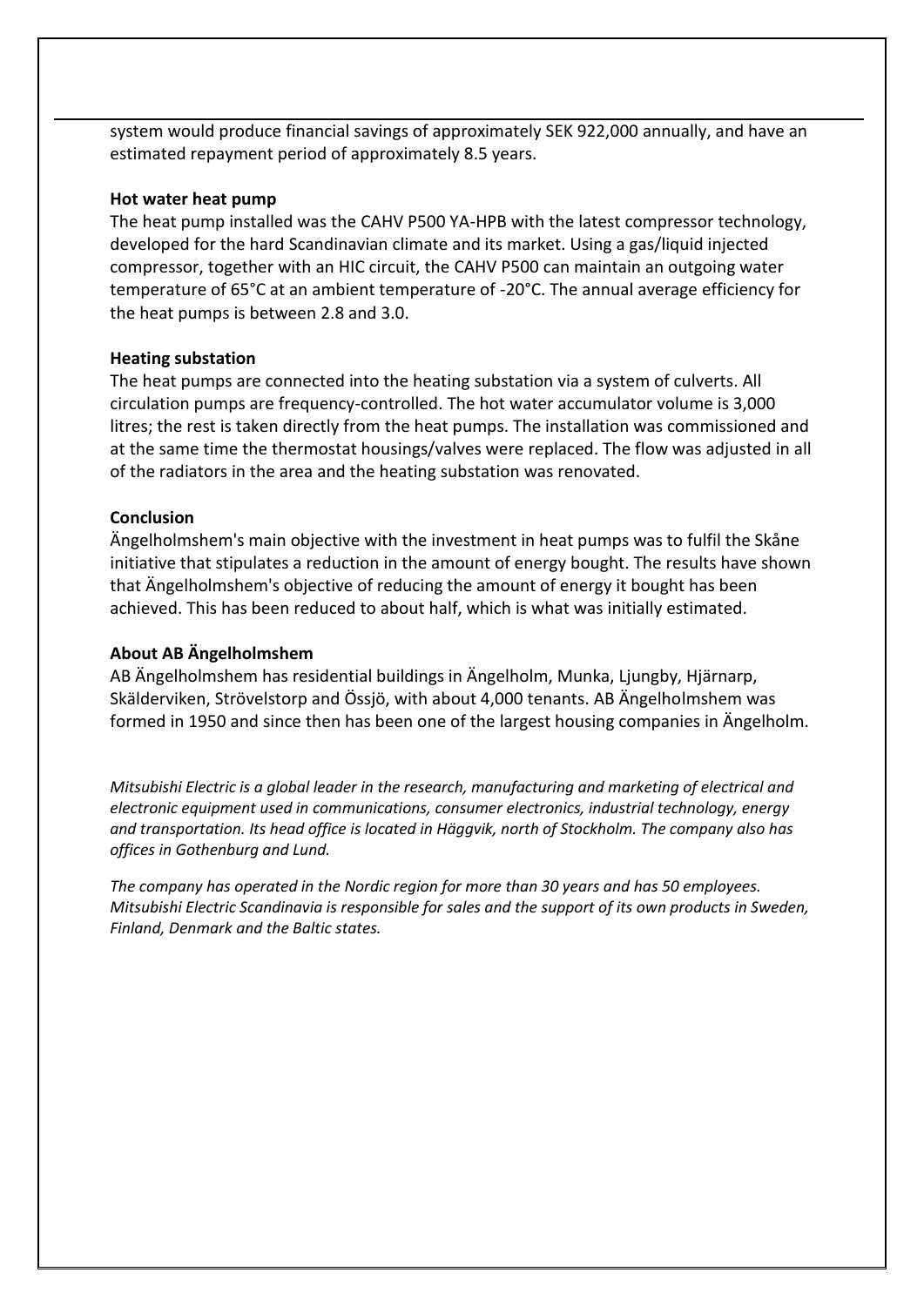system would produce financial savings of approximately SEK 922,000 annually, and have an estimated repayment period of approximately 8.5 years.

**Hot water heat pump**

The heat pump installed was the CAHV P500 YA-HPB with the latest compressor technology, developed for the hard Scandinavian climate and its market. Using a gas/liquid injected compressor, together with an HIC circuit, the CAHV P500 can maintain an outgoing water temperature of 65°C at an ambient temperature of -20°C. The annual average efficiency for the heat pumps is between 2.8 and 3.0.

**Heating substation**

The heat pumps are connected into the heating substation via a system of culverts. All circulation pumps are frequency-controlled. The hot water accumulator volume is 3,000 litres; the rest is taken directly from the heat pumps. The installation was commissioned and at the same time the thermostat housings/valves were replaced. The flow was adjusted in all of the radiators in the area and the heating substation was renovated.

**Conclusion**

Ängelholmshem's main objective with the investment in heat pumps was to fulfil the Skåne initiative that stipulates a reduction in the amount of energy bought. The results have shown that Ängelholmshem's objective of reducing the amount of energy it bought has been achieved. This has been reduced to about half, which is what was initially estimated.

**About AB Ängelholmshem**

AB Ängelholmshem has residential buildings in Ängelholm, Munka, Ljungby, Hjärnarp, Skälderviken, Strövelstorp and Össjö, with about 4,000 tenants. AB Ängelholmshem was formed in 1950 and since then has been one of the largest housing companies in Ängelholm.

*Mitsubishi Electric is a global leader in the research, manufacturing and marketing of electrical and electronic equipment used in communications, consumer electronics, industrial technology, energy and transportation. Its head office is located in Häggvik, north of Stockholm. The company also has offices in Gothenburg and Lund.*

*The company has operated in the Nordic region for more than 30 years and has 50 employees. Mitsubishi Electric Scandinavia is responsible for sales and the support of its own products in Sweden, Finland, Denmark and the Baltic states.*